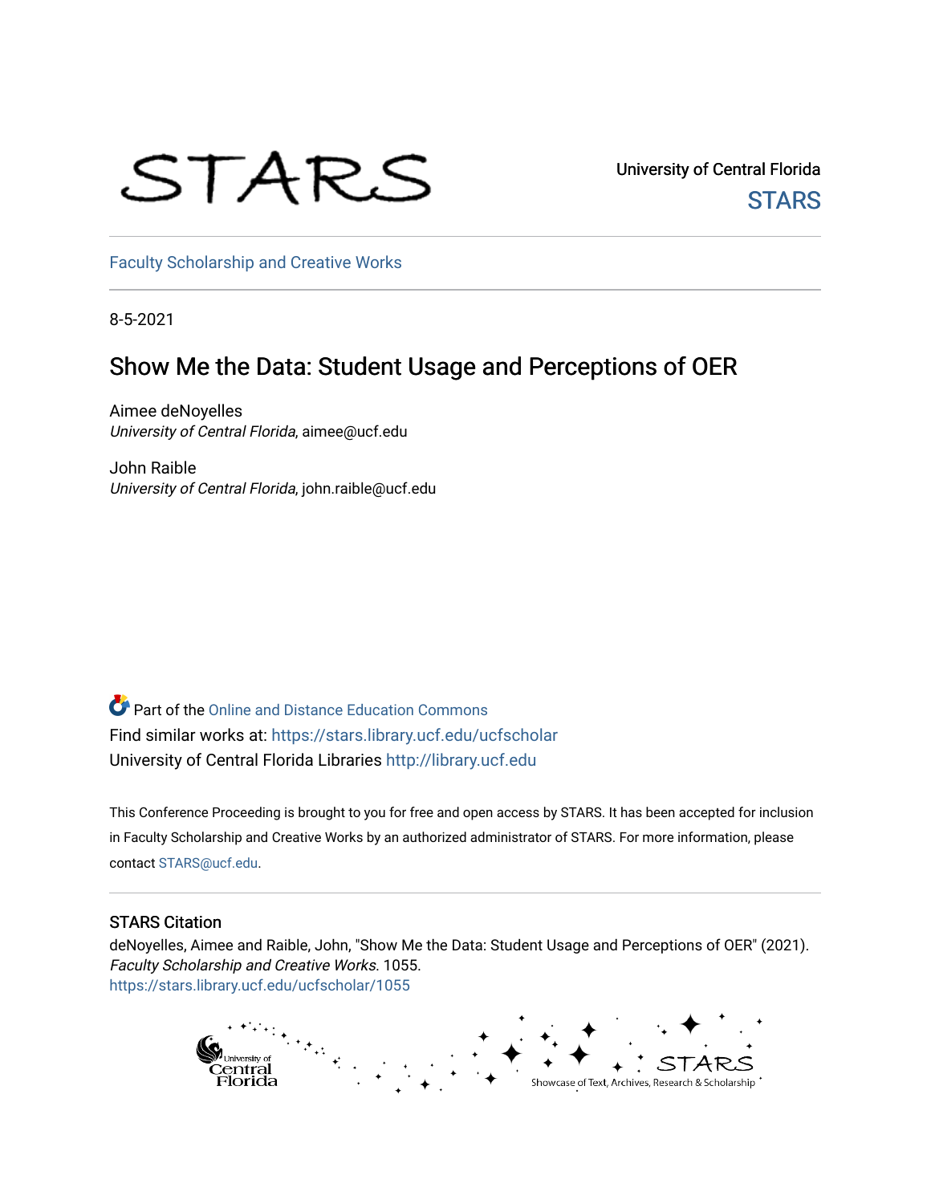University of Central Florida

STARS

Faculty Scholarship and Creative Works

8-5-2021

# Show Me the Data: Student Usage and Perceptions of OER

Aimee deNoyelles
*University of Central Florida*, aimee@ucf.edu

John Raible
*University of Central Florida*, john.raible@ucf.edu

Part of the Online and Distance Education Commons
Find similar works at: https://stars.library.ucf.edu/ucfscholar
University of Central Florida Libraries http://library.ucf.edu

This Conference Proceeding is brought to you for free and open access by STARS. It has been accepted for inclusion in Faculty Scholarship and Creative Works by an authorized administrator of STARS. For more information, please contact STARS@ucf.edu.

## STARS Citation

deNoyelles, Aimee and Raible, John, "Show Me the Data: Student Usage and Perceptions of OER" (2021). *Faculty Scholarship and Creative Works*. 1055.
https://stars.library.ucf.edu/ucfscholar/1055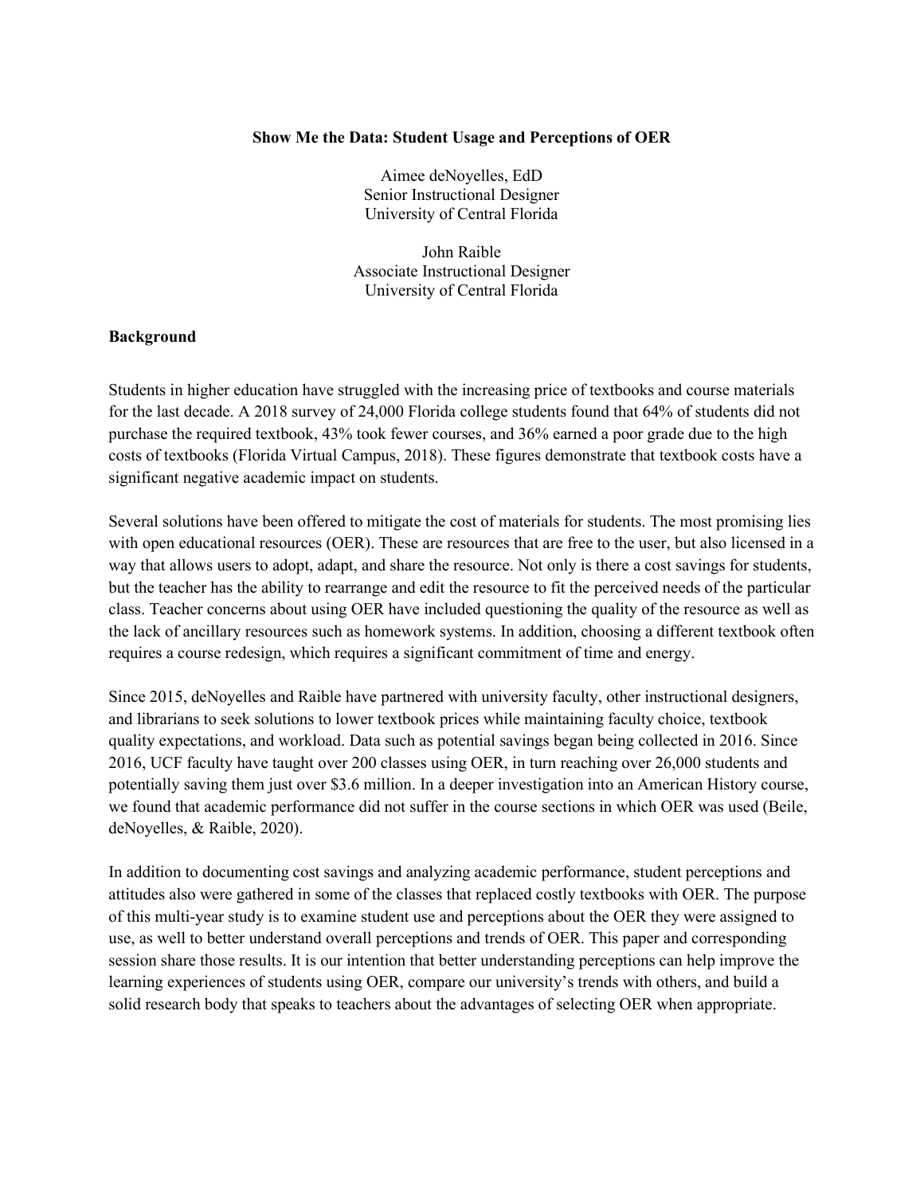**Show Me the Data: Student Usage and Perceptions of OER**

Aimee deNoyelles, EdD
Senior Instructional Designer
University of Central Florida

John Raible
Associate Instructional Designer
University of Central Florida

## Background

Students in higher education have struggled with the increasing price of textbooks and course materials for the last decade. A 2018 survey of 24,000 Florida college students found that 64% of students did not purchase the required textbook, 43% took fewer courses, and 36% earned a poor grade due to the high costs of textbooks (Florida Virtual Campus, 2018). These figures demonstrate that textbook costs have a significant negative academic impact on students.

Several solutions have been offered to mitigate the cost of materials for students. The most promising lies with open educational resources (OER). These are resources that are free to the user, but also licensed in a way that allows users to adopt, adapt, and share the resource. Not only is there a cost savings for students, but the teacher has the ability to rearrange and edit the resource to fit the perceived needs of the particular class. Teacher concerns about using OER have included questioning the quality of the resource as well as the lack of ancillary resources such as homework systems. In addition, choosing a different textbook often requires a course redesign, which requires a significant commitment of time and energy.

Since 2015, deNoyelles and Raible have partnered with university faculty, other instructional designers, and librarians to seek solutions to lower textbook prices while maintaining faculty choice, textbook quality expectations, and workload. Data such as potential savings began being collected in 2016. Since 2016, UCF faculty have taught over 200 classes using OER, in turn reaching over 26,000 students and potentially saving them just over $3.6 million. In a deeper investigation into an American History course, we found that academic performance did not suffer in the course sections in which OER was used (Beile, deNoyelles, & Raible, 2020).

In addition to documenting cost savings and analyzing academic performance, student perceptions and attitudes also were gathered in some of the classes that replaced costly textbooks with OER. The purpose of this multi-year study is to examine student use and perceptions about the OER they were assigned to use, as well to better understand overall perceptions and trends of OER. This paper and corresponding session share those results. It is our intention that better understanding perceptions can help improve the learning experiences of students using OER, compare our university's trends with others, and build a solid research body that speaks to teachers about the advantages of selecting OER when appropriate.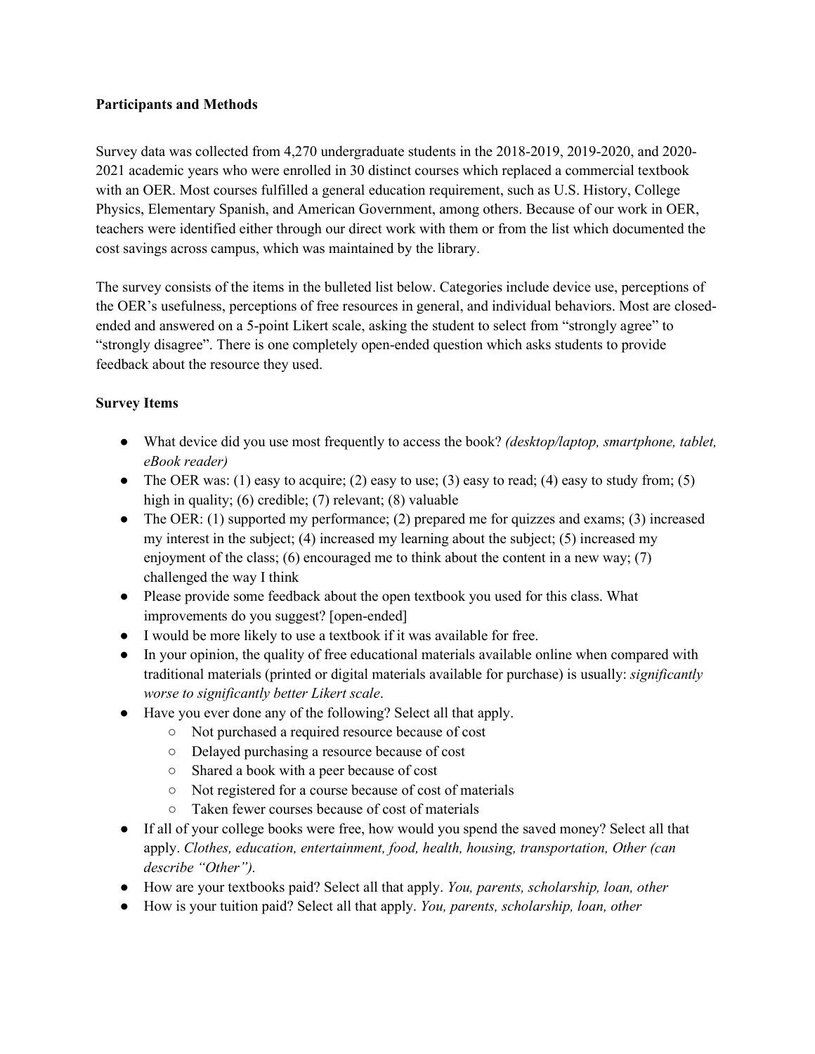**Participants and Methods**

Survey data was collected from 4,270 undergraduate students in the 2018-2019, 2019-2020, and 2020-2021 academic years who were enrolled in 30 distinct courses which replaced a commercial textbook with an OER. Most courses fulfilled a general education requirement, such as U.S. History, College Physics, Elementary Spanish, and American Government, among others. Because of our work in OER, teachers were identified either through our direct work with them or from the list which documented the cost savings across campus, which was maintained by the library.

The survey consists of the items in the bulleted list below. Categories include device use, perceptions of the OER's usefulness, perceptions of free resources in general, and individual behaviors. Most are closed-ended and answered on a 5-point Likert scale, asking the student to select from "strongly agree" to "strongly disagree". There is one completely open-ended question which asks students to provide feedback about the resource they used.

**Survey Items**

- What device did you use most frequently to access the book? *(desktop/laptop, smartphone, tablet, eBook reader)*
- The OER was: (1) easy to acquire; (2) easy to use; (3) easy to read; (4) easy to study from; (5) high in quality; (6) credible; (7) relevant; (8) valuable
- The OER: (1) supported my performance; (2) prepared me for quizzes and exams; (3) increased my interest in the subject; (4) increased my learning about the subject; (5) increased my enjoyment of the class; (6) encouraged me to think about the content in a new way; (7) challenged the way I think
- Please provide some feedback about the open textbook you used for this class. What improvements do you suggest? [open-ended]
- I would be more likely to use a textbook if it was available for free.
- In your opinion, the quality of free educational materials available online when compared with traditional materials (printed or digital materials available for purchase) is usually: *significantly worse to significantly better Likert scale*.
- Have you ever done any of the following? Select all that apply.
  - Not purchased a required resource because of cost
  - Delayed purchasing a resource because of cost
  - Shared a book with a peer because of cost
  - Not registered for a course because of cost of materials
  - Taken fewer courses because of cost of materials
- If all of your college books were free, how would you spend the saved money? Select all that apply. *Clothes, education, entertainment, food, health, housing, transportation, Other (can describe "Other").*
- How are your textbooks paid? Select all that apply. *You, parents, scholarship, loan, other*
- How is your tuition paid? Select all that apply. *You, parents, scholarship, loan, other*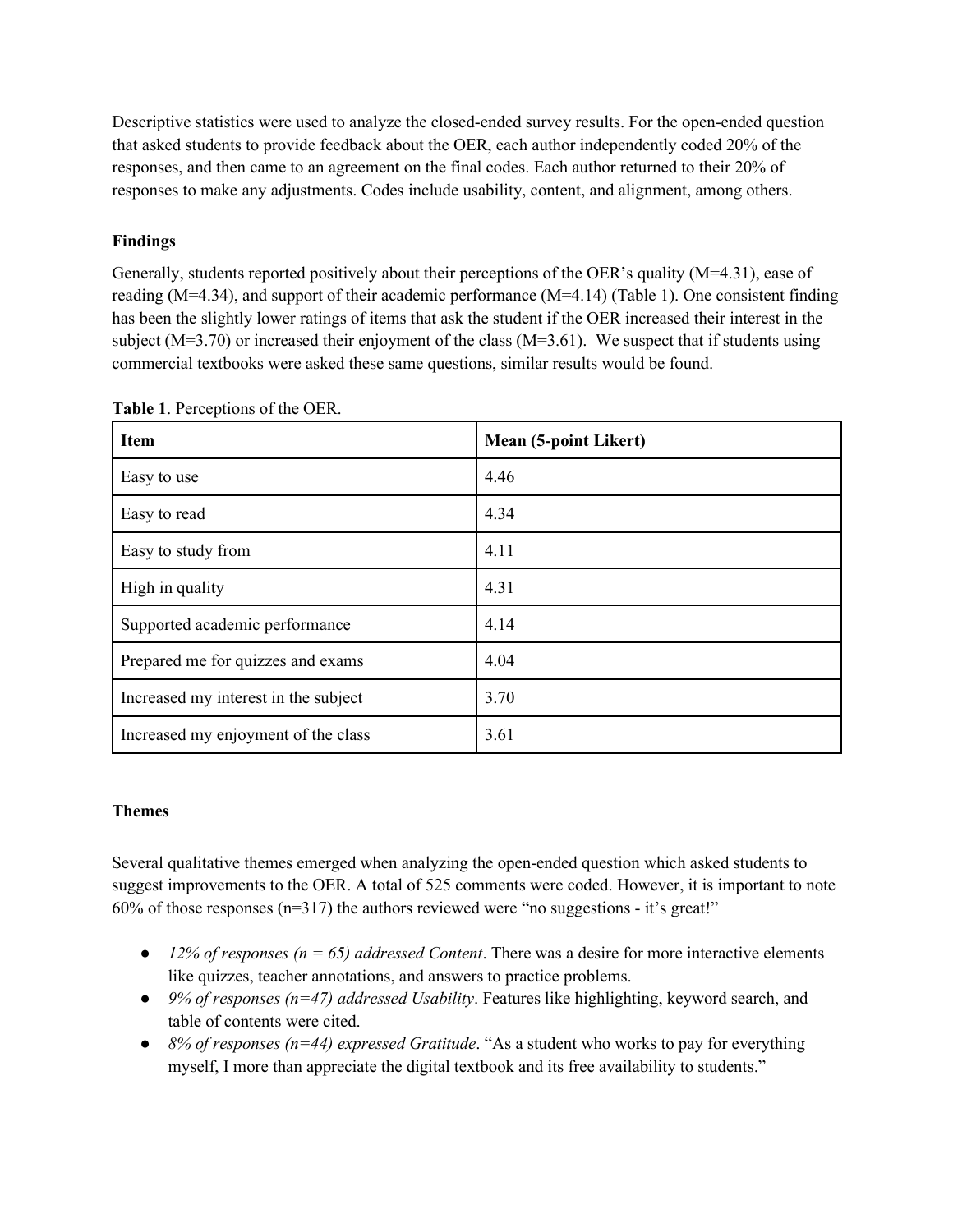Descriptive statistics were used to analyze the closed-ended survey results. For the open-ended question that asked students to provide feedback about the OER, each author independently coded 20% of the responses, and then came to an agreement on the final codes. Each author returned to their 20% of responses to make any adjustments. Codes include usability, content, and alignment, among others.

**Findings**

Generally, students reported positively about their perceptions of the OER's quality (M=4.31), ease of reading (M=4.34), and support of their academic performance (M=4.14) (Table 1). One consistent finding has been the slightly lower ratings of items that ask the student if the OER increased their interest in the subject (M=3.70) or increased their enjoyment of the class (M=3.61). We suspect that if students using commercial textbooks were asked these same questions, similar results would be found.

**Table 1**. Perceptions of the OER.

| Item | Mean (5-point Likert) |
| --- | --- |
| Easy to use | 4.46 |
| Easy to read | 4.34 |
| Easy to study from | 4.11 |
| High in quality | 4.31 |
| Supported academic performance | 4.14 |
| Prepared me for quizzes and exams | 4.04 |
| Increased my interest in the subject | 3.70 |
| Increased my enjoyment of the class | 3.61 |

**Themes**

Several qualitative themes emerged when analyzing the open-ended question which asked students to suggest improvements to the OER. A total of 525 comments were coded. However, it is important to note 60% of those responses (n=317) the authors reviewed were "no suggestions - it's great!"

- *12% of responses (n = 65) addressed Content*. There was a desire for more interactive elements like quizzes, teacher annotations, and answers to practice problems.
- *9% of responses (n=47) addressed Usability*. Features like highlighting, keyword search, and table of contents were cited.
- *8% of responses (n=44) expressed Gratitude*. "As a student who works to pay for everything myself, I more than appreciate the digital textbook and its free availability to students."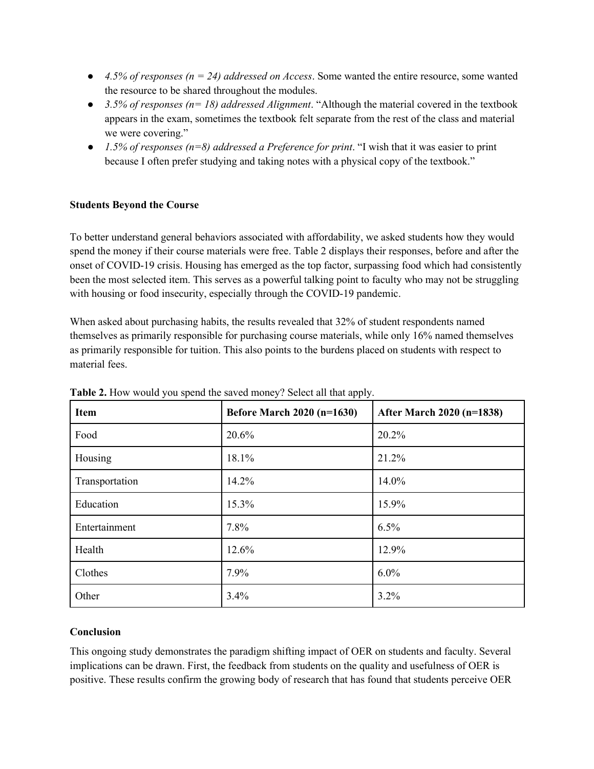- *4.5% of responses (n = 24) addressed on Access*. Some wanted the entire resource, some wanted the resource to be shared throughout the modules.
- *3.5% of responses (n= 18) addressed Alignment*. "Although the material covered in the textbook appears in the exam, sometimes the textbook felt separate from the rest of the class and material we were covering."
- *1.5% of responses (n=8) addressed a Preference for print*. "I wish that it was easier to print because I often prefer studying and taking notes with a physical copy of the textbook."

**Students Beyond the Course**

To better understand general behaviors associated with affordability, we asked students how they would spend the money if their course materials were free. Table 2 displays their responses, before and after the onset of COVID-19 crisis. Housing has emerged as the top factor, surpassing food which had consistently been the most selected item. This serves as a powerful talking point to faculty who may not be struggling with housing or food insecurity, especially through the COVID-19 pandemic.

When asked about purchasing habits, the results revealed that 32% of student respondents named themselves as primarily responsible for purchasing course materials, while only 16% named themselves as primarily responsible for tuition. This also points to the burdens placed on students with respect to material fees.

**Table 2.** How would you spend the saved money? Select all that apply.

| Item | Before March 2020 (n=1630) | After March 2020 (n=1838) |
|---|---|---|
| Food | 20.6% | 20.2% |
| Housing | 18.1% | 21.2% |
| Transportation | 14.2% | 14.0% |
| Education | 15.3% | 15.9% |
| Entertainment | 7.8% | 6.5% |
| Health | 12.6% | 12.9% |
| Clothes | 7.9% | 6.0% |
| Other | 3.4% | 3.2% |

**Conclusion**

This ongoing study demonstrates the paradigm shifting impact of OER on students and faculty. Several implications can be drawn. First, the feedback from students on the quality and usefulness of OER is positive. These results confirm the growing body of research that has found that students perceive OER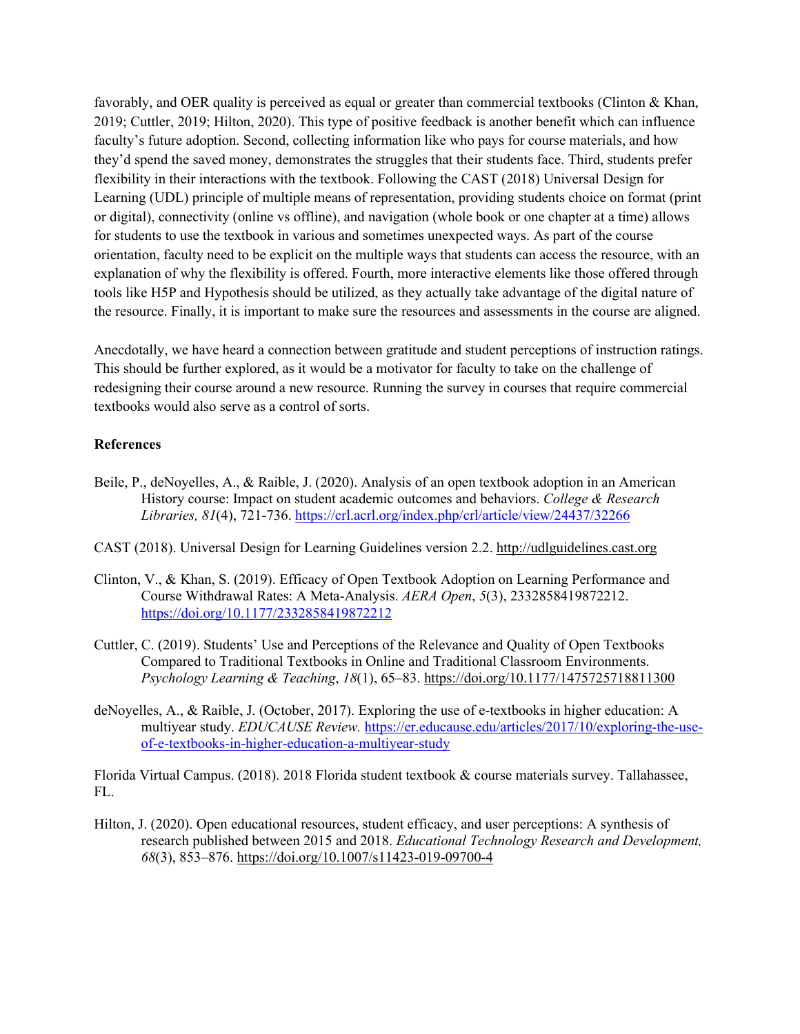favorably, and OER quality is perceived as equal or greater than commercial textbooks (Clinton & Khan, 2019; Cuttler, 2019; Hilton, 2020). This type of positive feedback is another benefit which can influence faculty's future adoption. Second, collecting information like who pays for course materials, and how they'd spend the saved money, demonstrates the struggles that their students face. Third, students prefer flexibility in their interactions with the textbook. Following the CAST (2018) Universal Design for Learning (UDL) principle of multiple means of representation, providing students choice on format (print or digital), connectivity (online vs offline), and navigation (whole book or one chapter at a time) allows for students to use the textbook in various and sometimes unexpected ways. As part of the course orientation, faculty need to be explicit on the multiple ways that students can access the resource, with an explanation of why the flexibility is offered. Fourth, more interactive elements like those offered through tools like H5P and Hypothesis should be utilized, as they actually take advantage of the digital nature of the resource. Finally, it is important to make sure the resources and assessments in the course are aligned.

Anecdotally, we have heard a connection between gratitude and student perceptions of instruction ratings. This should be further explored, as it would be a motivator for faculty to take on the challenge of redesigning their course around a new resource. Running the survey in courses that require commercial textbooks would also serve as a control of sorts.

**References**

Beile, P., deNoyelles, A., & Raible, J. (2020). Analysis of an open textbook adoption in an American History course: Impact on student academic outcomes and behaviors. *College & Research Libraries, 81*(4), 721-736. https://crl.acrl.org/index.php/crl/article/view/24437/32266

CAST (2018). Universal Design for Learning Guidelines version 2.2. http://udlguidelines.cast.org

Clinton, V., & Khan, S. (2019). Efficacy of Open Textbook Adoption on Learning Performance and Course Withdrawal Rates: A Meta-Analysis. *AERA Open*, *5*(3), 2332858419872212. https://doi.org/10.1177/2332858419872212

Cuttler, C. (2019). Students' Use and Perceptions of the Relevance and Quality of Open Textbooks Compared to Traditional Textbooks in Online and Traditional Classroom Environments. *Psychology Learning & Teaching*, *18*(1), 65–83. https://doi.org/10.1177/1475725718811300

deNoyelles, A., & Raible, J. (October, 2017). Exploring the use of e-textbooks in higher education: A multiyear study. *EDUCAUSE Review.* https://er.educause.edu/articles/2017/10/exploring-the-use-of-e-textbooks-in-higher-education-a-multiyear-study

Florida Virtual Campus. (2018). 2018 Florida student textbook & course materials survey. Tallahassee, FL.

Hilton, J. (2020). Open educational resources, student efficacy, and user perceptions: A synthesis of research published between 2015 and 2018. *Educational Technology Research and Development, 68*(3), 853–876. https://doi.org/10.1007/s11423-019-09700-4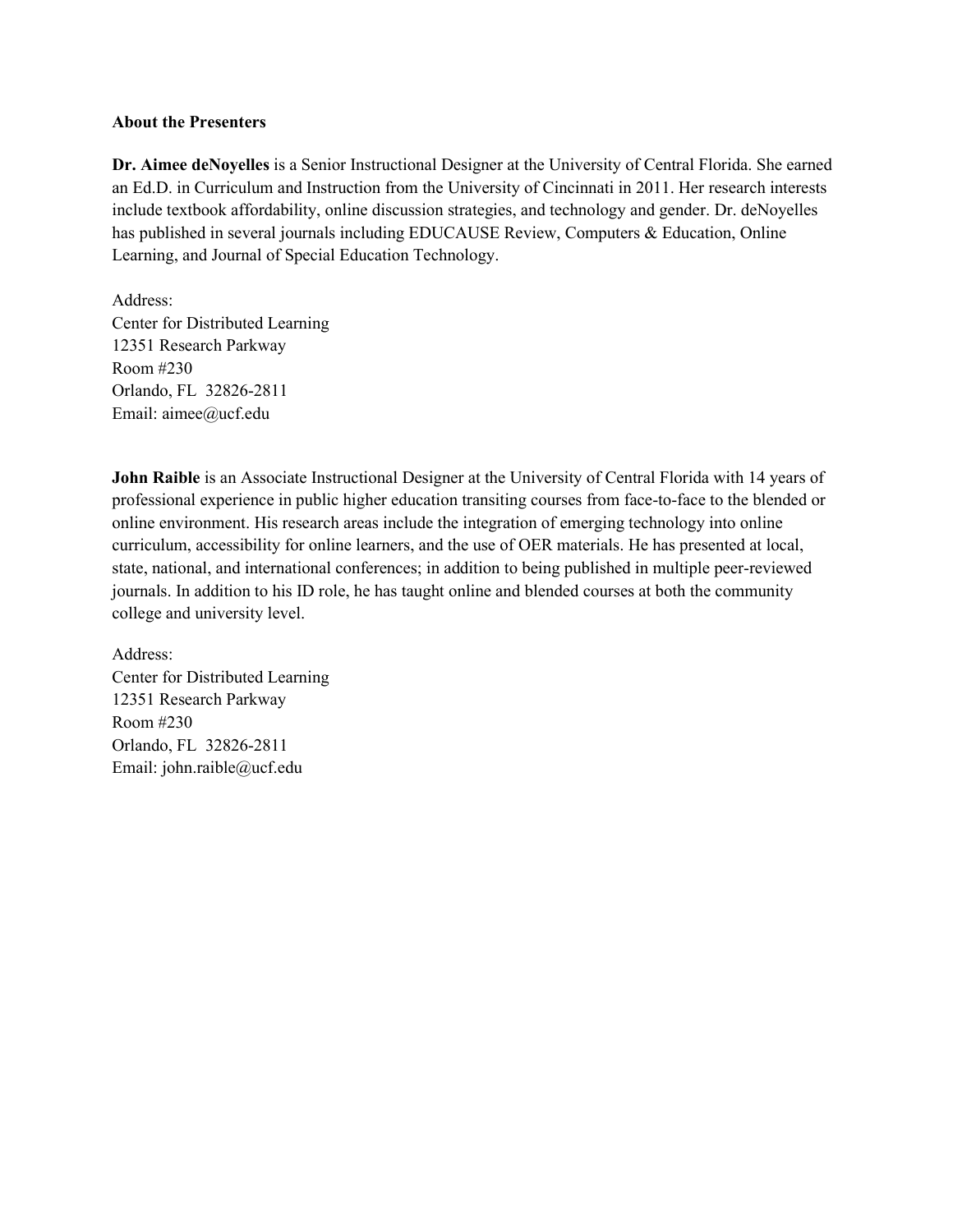**About the Presenters**

**Dr. Aimee deNoyelles** is a Senior Instructional Designer at the University of Central Florida. She earned an Ed.D. in Curriculum and Instruction from the University of Cincinnati in 2011. Her research interests include textbook affordability, online discussion strategies, and technology and gender. Dr. deNoyelles has published in several journals including EDUCAUSE Review, Computers & Education, Online Learning, and Journal of Special Education Technology.

Address:
Center for Distributed Learning
12351 Research Parkway
Room #230
Orlando, FL 32826-2811
Email: aimee@ucf.edu

**John Raible** is an Associate Instructional Designer at the University of Central Florida with 14 years of professional experience in public higher education transiting courses from face-to-face to the blended or online environment. His research areas include the integration of emerging technology into online curriculum, accessibility for online learners, and the use of OER materials. He has presented at local, state, national, and international conferences; in addition to being published in multiple peer-reviewed journals. In addition to his ID role, he has taught online and blended courses at both the community college and university level.

Address:
Center for Distributed Learning
12351 Research Parkway
Room #230
Orlando, FL 32826-2811
Email: john.raible@ucf.edu